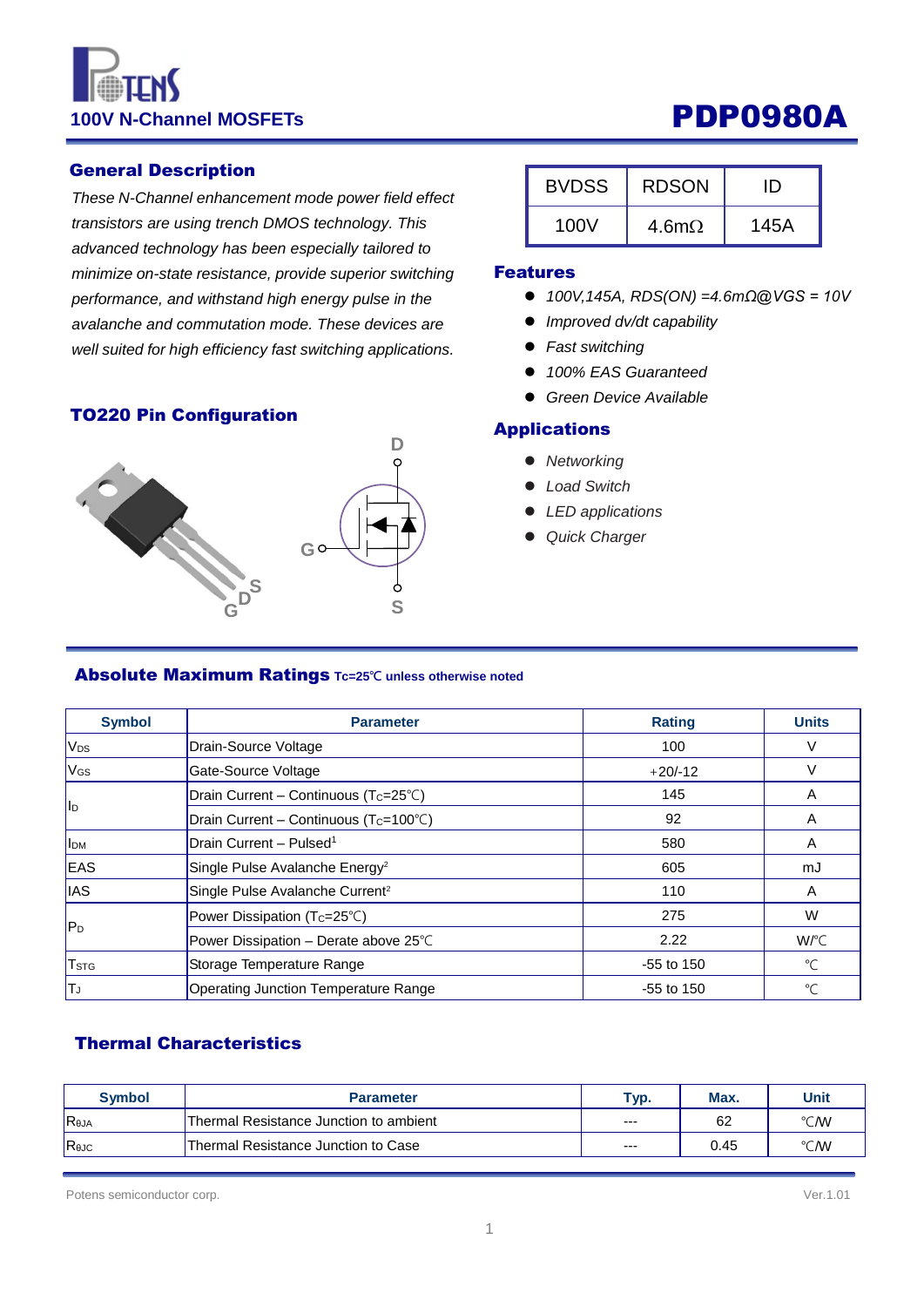# PDP0980A

**100V N-Channel MOSFETs**

## General Description

*These N-Channel enhancement mode power field effect transistors are using trench DMOS technology. This advanced technology has been especially tailored to minimize on-state resistance, provide superior switching performance, and withstand high energy pulse in the avalanche and commutation mode. These devices are well suited for high efficiency fast switching applications.*

| BVDSS | RDSON | ID |
|---|---|---|
| 100V | 4.6mΩ | 145A |

## Features

- *100V,145A, RDS(ON) =4.6mΩ@VGS = 10V*
- *Improved dv/dt capability*
- *Fast switching*
- *100% EAS Guaranteed*
- *Green Device Available*

## TO220 Pin Configuration

G D S

## Applications

- *Networking*
- *Load Switch*
- *LED applications*
- *Quick Charger*

## Absolute Maximum Ratings Tc=25℃ unless otherwise noted

| Symbol | Parameter | Rating | Units |
|---|---|---|---|
| $V_{DS}$ | Drain-Source Voltage | 100 | V |
| $V_{GS}$ | Gate-Source Voltage | +20/-12 | V |
| $I_D$ | Drain Current – Continuous ($T_C$=25℃) | 145 | A |
| | Drain Current – Continuous ($T_C$=100℃) | 92 | A |
| $I_{DM}$ | Drain Current – Pulsed[1] | 580 | A |
| EAS | Single Pulse Avalanche Energy[2] | 605 | mJ |
| IAS | Single Pulse Avalanche Current[2] | 110 | A |
| $P_D$ | Power Dissipation ($T_C$=25℃) | 275 | W |
| | Power Dissipation – Derate above 25℃ | 2.22 | W/℃ |
| $T_{STG}$ | Storage Temperature Range | -55 to 150 | ℃ |
| $T_J$ | Operating Junction Temperature Range | -55 to 150 | ℃ |

## Thermal Characteristics

| Symbol | Parameter | Typ. | Max. | Unit |
|---|---|---|---|---|
| $R_{θJA}$ | Thermal Resistance Junction to ambient | --- | 62 | ℃/W |
| $R_{θJC}$ | Thermal Resistance Junction to Case | --- | 0.45 | ℃/W |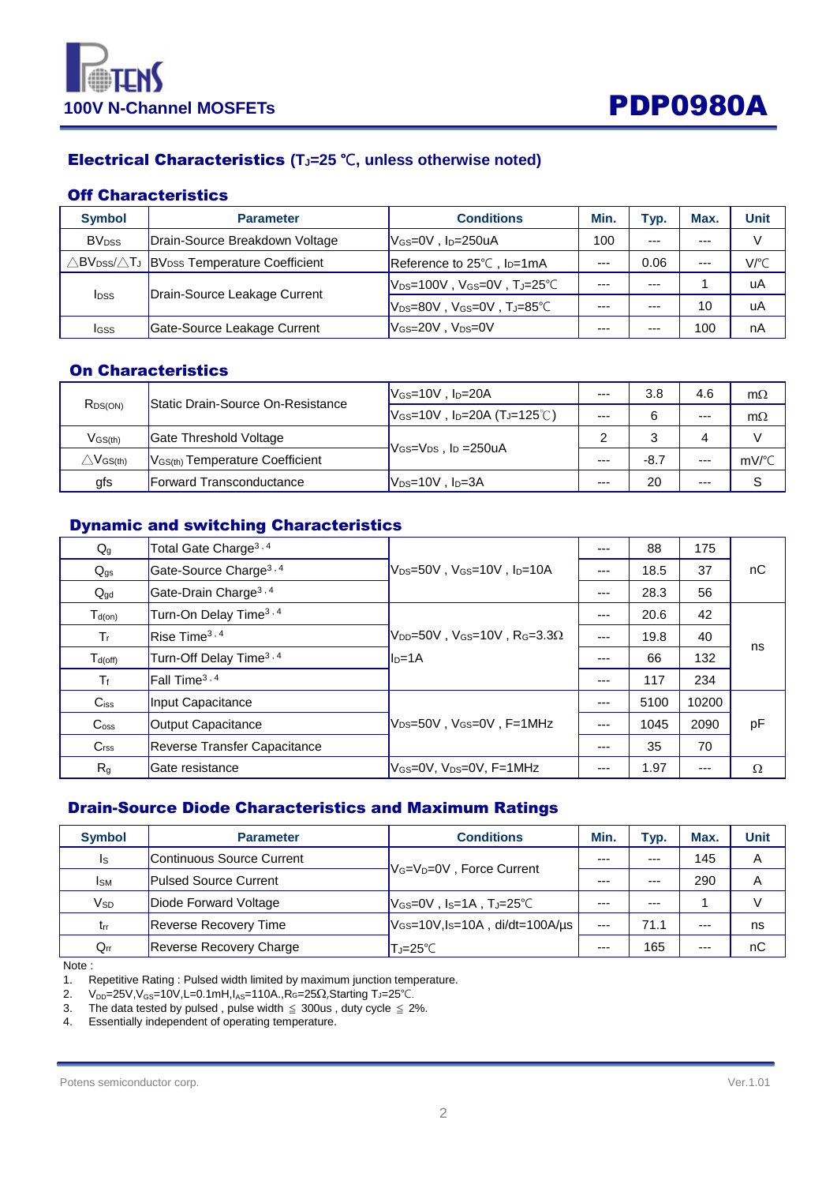100V N-Channel MOSFETs

# PDP0980A

## Electrical Characteristics ($T_J$=25 ℃, unless otherwise noted)

### Off Characteristics

| Symbol | Parameter | Conditions | Min. | Typ. | Max. | Unit |
|---|---|---|---|---|---|---|
| $BV_{DSS}$ | Drain-Source Breakdown Voltage | $V_{GS}$=0V , $I_D$=250uA | 100 | --- | --- | V |
| $\triangle BV_{DSS}/\triangle T_J$ | $BV_{DSS}$ Temperature Coefficient | Reference to 25℃ , $I_D$=1mA | --- | 0.06 | --- | V/℃ |
| $I_{DSS}$ | Drain-Source Leakage Current | $V_{DS}$=100V , $V_{GS}$=0V , $T_J$=25℃ | --- | --- | 1 | uA |
| | | $V_{DS}$=80V , $V_{GS}$=0V , $T_J$=85℃ | --- | --- | 10 | uA |
| $I_{GSS}$ | Gate-Source Leakage Current | $V_{GS}$=20V , $V_{DS}$=0V | --- | --- | 100 | nA |

### On Characteristics

| Symbol | Parameter | Conditions | Min. | Typ. | Max. | Unit |
|---|---|---|---|---|---|---|
| $R_{DS(ON)}$ | Static Drain-Source On-Resistance | $V_{GS}$=10V , $I_D$=20A | --- | 3.8 | 4.6 | mΩ |
| | | $V_{GS}$=10V , $I_D$=20A ($T_J$=125℃) | --- | 6 | --- | mΩ |
| $V_{GS(th)}$ | Gate Threshold Voltage | $V_{GS}$=$V_{DS}$ , $I_D$ =250uA | 2 | 3 | 4 | V |
| $\triangle V_{GS(th)}$ | $V_{GS(th)}$ Temperature Coefficient | | --- | -8.7 | --- | mV/℃ |
| gfs | Forward Transconductance | $V_{DS}$=10V , $I_D$=3A | --- | 20 | --- | S |

### Dynamic and switching Characteristics

| Symbol | Parameter | Conditions | Min. | Typ. | Max. | Unit |
|---|---|---|---|---|---|---|
| $Q_g$ | Total Gate Charge[3,4] | $V_{DS}$=50V , $V_{GS}$=10V , $I_D$=10A | --- | 88 | 175 | nC |
| $Q_{gs}$ | Gate-Source Charge[3,4] | | --- | 18.5 | 37 | |
| $Q_{gd}$ | Gate-Drain Charge[3,4] | | --- | 28.3 | 56 | |
| $T_{d(on)}$ | Turn-On Delay Time[3,4] | $V_{DD}$=50V , $V_{GS}$=10V , $R_G$=3.3Ω $I_D$=1A | --- | 20.6 | 42 | ns |
| $T_r$ | Rise Time[3,4] | | --- | 19.8 | 40 | |
| $T_{d(off)}$ | Turn-Off Delay Time[3,4] | | --- | 66 | 132 | |
| $T_f$ | Fall Time[3,4] | | --- | 117 | 234 | |
| $C_{iss}$ | Input Capacitance | $V_{DS}$=50V , $V_{GS}$=0V , F=1MHz | --- | 5100 | 10200 | pF |
| $C_{oss}$ | Output Capacitance | | --- | 1045 | 2090 | |
| $C_{rss}$ | Reverse Transfer Capacitance | | --- | 35 | 70 | |
| $R_g$ | Gate resistance | $V_{GS}$=0V, $V_{DS}$=0V, F=1MHz | --- | 1.97 | --- | Ω |

### Drain-Source Diode Characteristics and Maximum Ratings

| Symbol | Parameter | Conditions | Min. | Typ. | Max. | Unit |
|---|---|---|---|---|---|---|
| $I_S$ | Continuous Source Current | $V_G$=$V_D$=0V , Force Current | --- | --- | 145 | A |
| $I_{SM}$ | Pulsed Source Current | | --- | --- | 290 | A |
| $V_{SD}$ | Diode Forward Voltage | $V_{GS}$=0V , $I_S$=1A , $T_J$=25℃ | --- | --- | 1 | V |
| $t_{rr}$ | Reverse Recovery Time | $V_{GS}$=10V,$I_S$=10A , di/dt=100A/µs | --- | 71.1 | --- | ns |
| $Q_{rr}$ | Reverse Recovery Charge | $T_J$=25℃ | --- | 165 | --- | nC |

Note :

1. Repetitive Rating : Pulsed width limited by maximum junction temperature.
2. $V_{DD}$=25V,$V_{GS}$=10V,L=0.1mH,$I_{AS}$=110A.,$R_G$=25Ω,Starting $T_J$=25℃.
3. The data tested by pulsed , pulse width ≦ 300us , duty cycle ≦ 2%.
4. Essentially independent of operating temperature.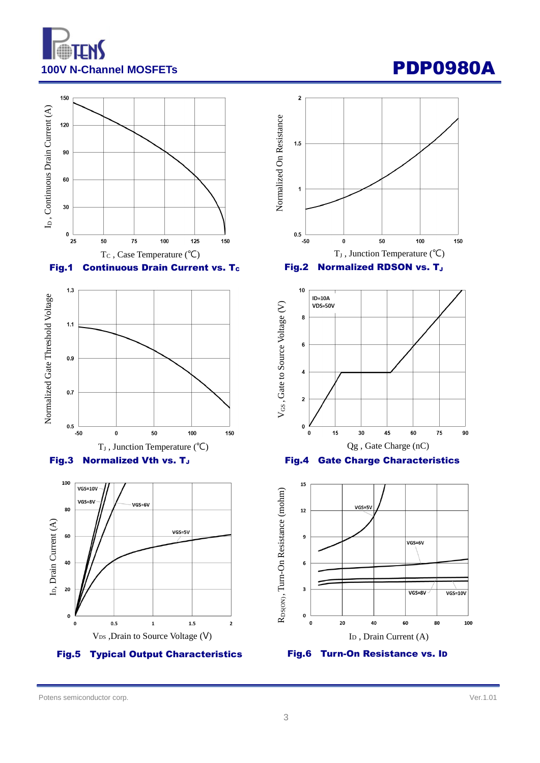Fig.1 Continuous Drain Current vs. $T_C$

Fig.2 Normalized RDSON vs. $T_J$

Fig.3 Normalized Vth vs. $T_J$

Fig.4 Gate Charge Characteristics

Fig.5 Typical Output Characteristics

Fig.6 Turn-On Resistance vs. $I_D$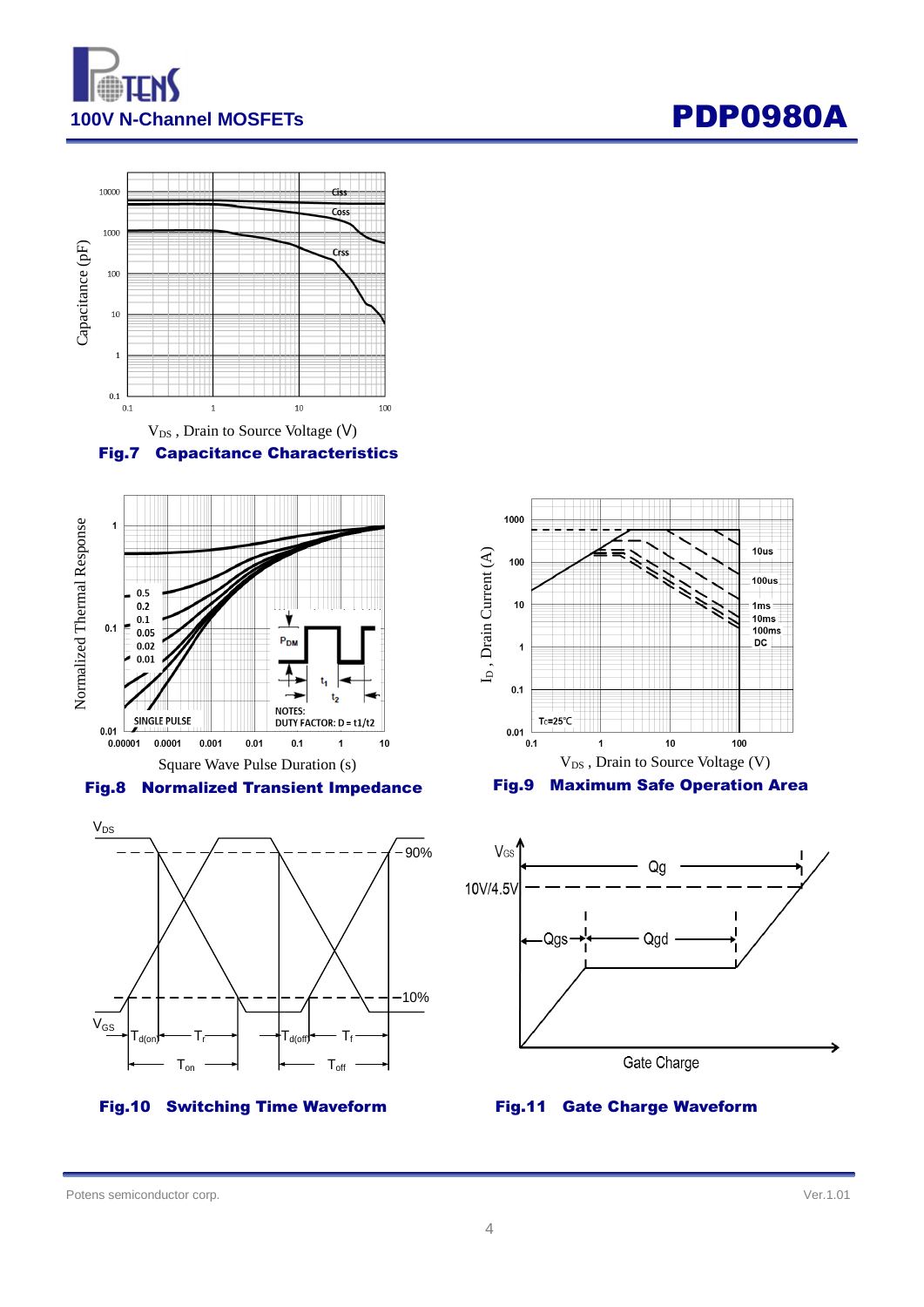Fig.7 Capacitance Characteristics

Fig.8 Normalized Transient Impedance

Fig.9 Maximum Safe Operation Area

Fig.10 Switching Time Waveform

Fig.11 Gate Charge Waveform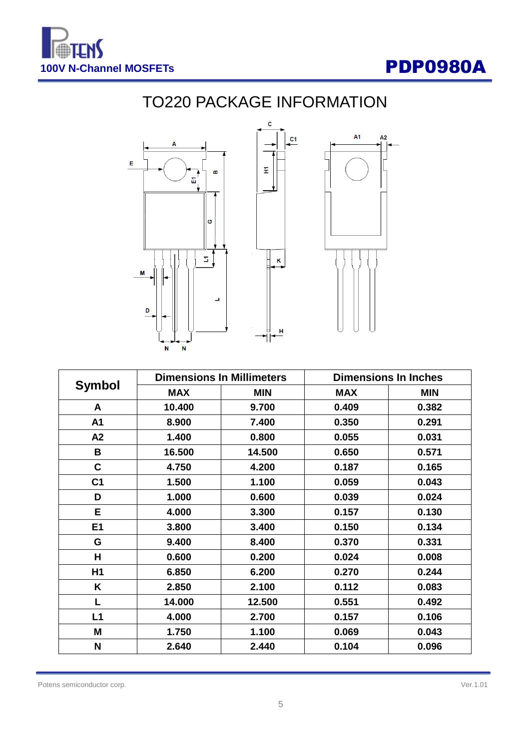# TO220 PACKAGE INFORMATION

| Symbol | Dimensions In Millimeters | | Dimensions In Inches | |
|---|---|---|---|---|
| | MAX | MIN | MAX | MIN |
| A | 10.400 | 9.700 | 0.409 | 0.382 |
| A1 | 8.900 | 7.400 | 0.350 | 0.291 |
| A2 | 1.400 | 0.800 | 0.055 | 0.031 |
| B | 16.500 | 14.500 | 0.650 | 0.571 |
| C | 4.750 | 4.200 | 0.187 | 0.165 |
| C1 | 1.500 | 1.100 | 0.059 | 0.043 |
| D | 1.000 | 0.600 | 0.039 | 0.024 |
| E | 4.000 | 3.300 | 0.157 | 0.130 |
| E1 | 3.800 | 3.400 | 0.150 | 0.134 |
| G | 9.400 | 8.400 | 0.370 | 0.331 |
| H | 0.600 | 0.200 | 0.024 | 0.008 |
| H1 | 6.850 | 6.200 | 0.270 | 0.244 |
| K | 2.850 | 2.100 | 0.112 | 0.083 |
| L | 14.000 | 12.500 | 0.551 | 0.492 |
| L1 | 4.000 | 2.700 | 0.157 | 0.106 |
| M | 1.750 | 1.100 | 0.069 | 0.043 |
| N | 2.640 | 2.440 | 0.104 | 0.096 |